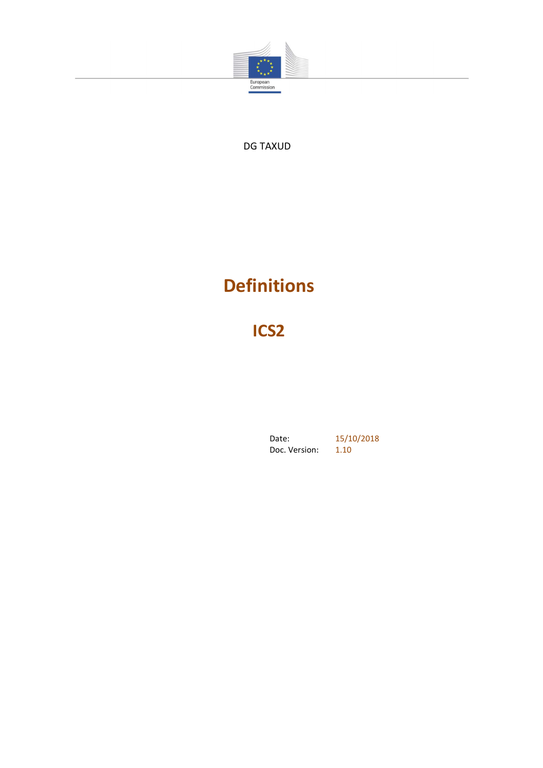European Commission

DG TAXUD

# Definitions

## ICS2

Date: 15/10/2018
Doc. Version: 1.10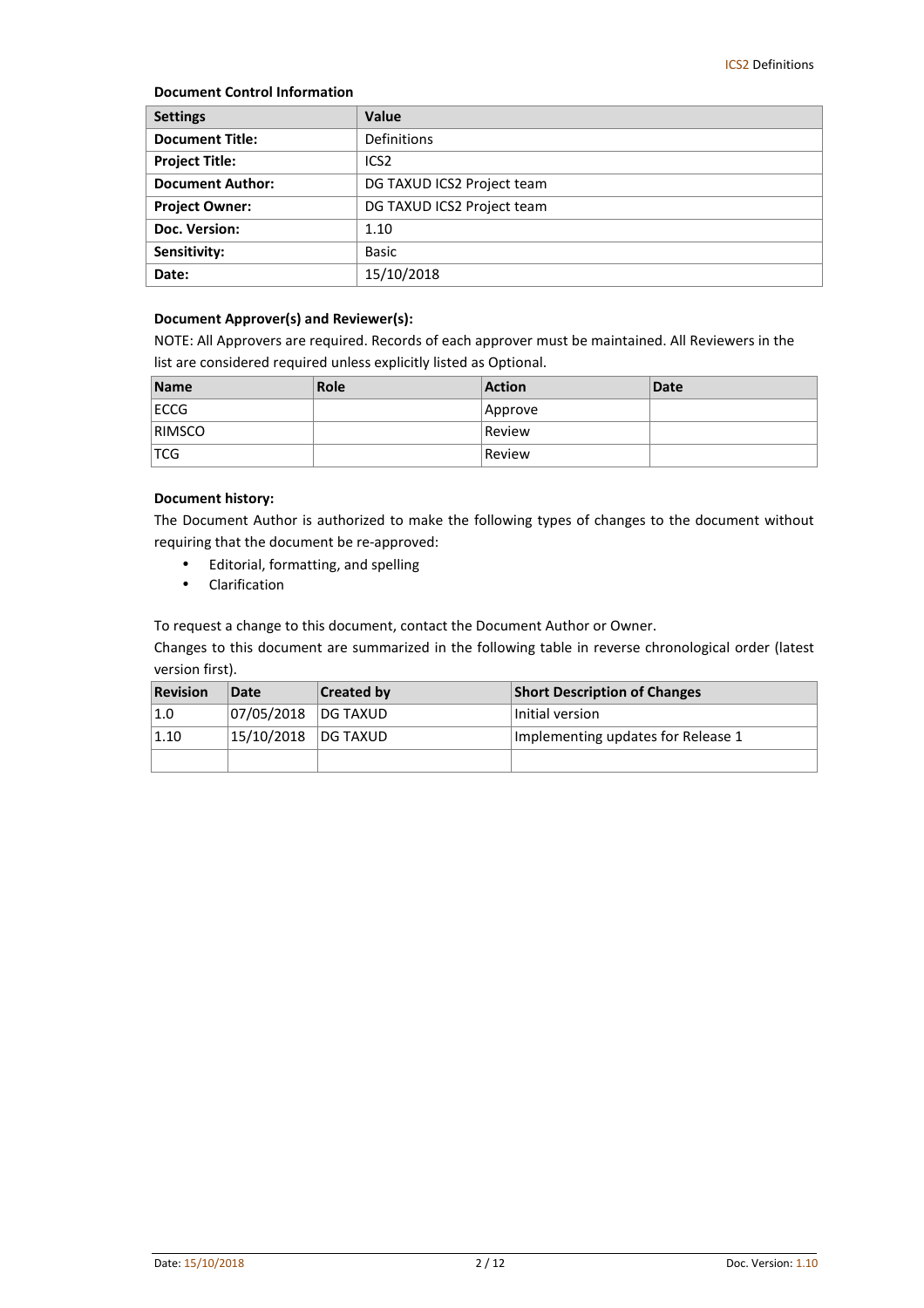**Document Control Information**

| Settings | Value |
|---|---|
| **Document Title:** | Definitions |
| **Project Title:** | ICS2 |
| **Document Author:** | DG TAXUD ICS2 Project team |
| **Project Owner:** | DG TAXUD ICS2 Project team |
| **Doc. Version:** | 1.10 |
| **Sensitivity:** | Basic |
| **Date:** | 15/10/2018 |

**Document Approver(s) and Reviewer(s):**

NOTE: All Approvers are required. Records of each approver must be maintained. All Reviewers in the list are considered required unless explicitly listed as Optional.

| Name | Role | Action | Date |
|---|---|---|---|
| ECCG | | Approve | |
| RIMSCO | | Review | |
| TCG | | Review | |

**Document history:**

The Document Author is authorized to make the following types of changes to the document without requiring that the document be re-approved:

- Editorial, formatting, and spelling
- Clarification

To request a change to this document, contact the Document Author or Owner.

Changes to this document are summarized in the following table in reverse chronological order (latest version first).

| Revision | Date | Created by | Short Description of Changes |
|---|---|---|---|
| 1.0 | 07/05/2018 | DG TAXUD | Initial version |
| 1.10 | 15/10/2018 | DG TAXUD | Implementing updates for Release 1 |
| | | | |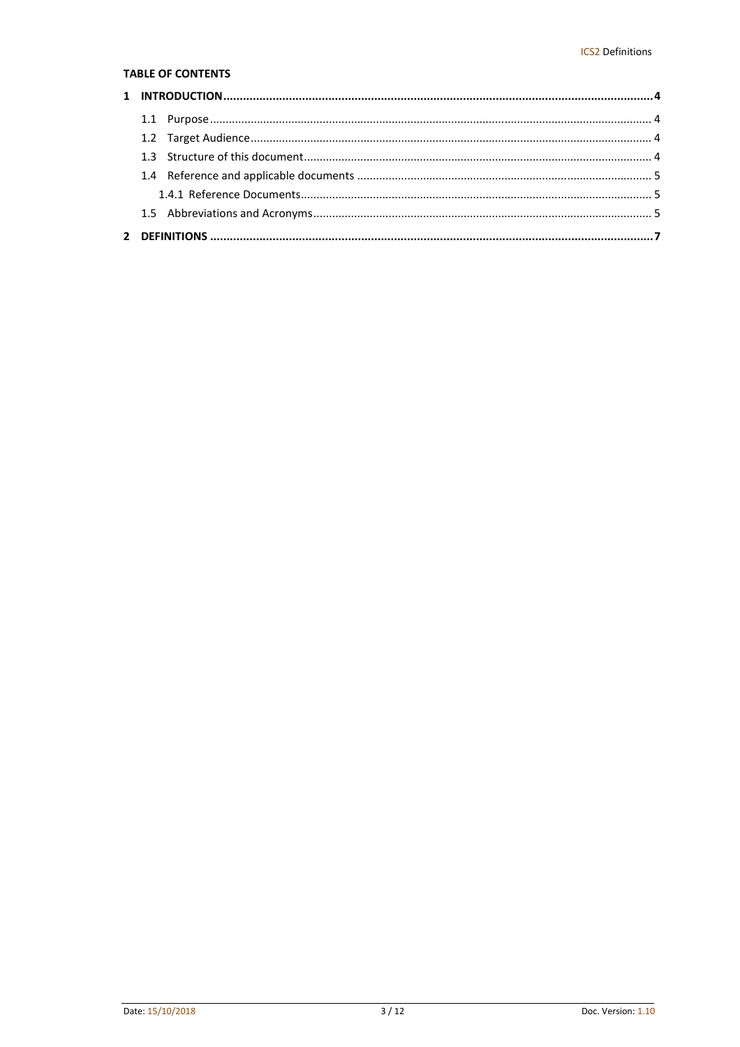**TABLE OF CONTENTS**

1 INTRODUCTION ........................................................................................................ 4

- 1.1 Purpose ........................................................................................................ 4
- 1.2 Target Audience ........................................................................................................ 4
- 1.3 Structure of this document ........................................................................................................ 4
- 1.4 Reference and applicable documents ........................................................................................................ 5
  - 1.4.1 Reference Documents ........................................................................................................ 5
- 1.5 Abbreviations and Acronyms ........................................................................................................ 5

2 DEFINITIONS ........................................................................................................ 7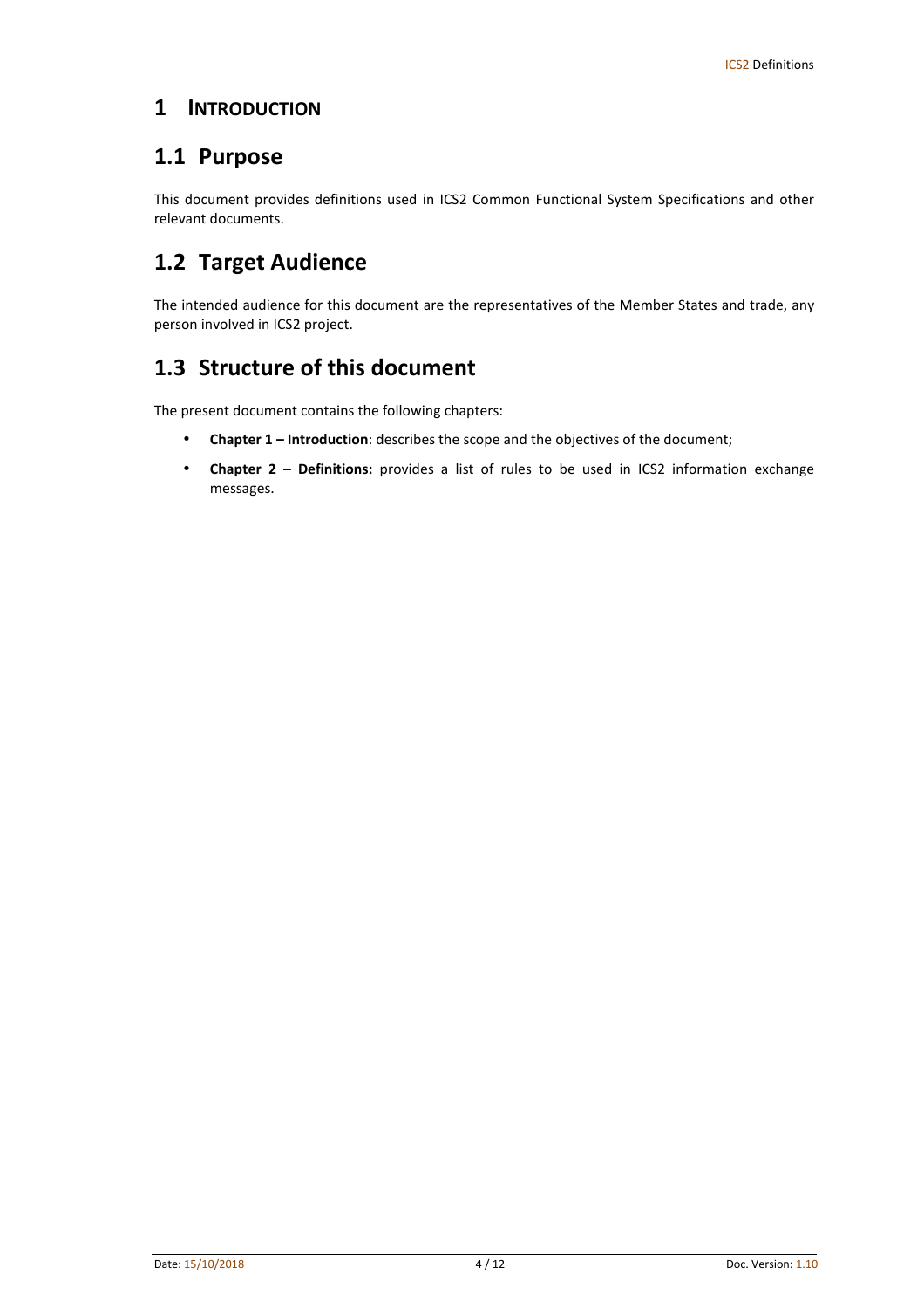# 1 INTRODUCTION

## 1.1 Purpose

This document provides definitions used in ICS2 Common Functional System Specifications and other relevant documents.

## 1.2 Target Audience

The intended audience for this document are the representatives of the Member States and trade, any person involved in ICS2 project.

## 1.3 Structure of this document

The present document contains the following chapters:

- **Chapter 1 – Introduction**: describes the scope and the objectives of the document;
- **Chapter 2 – Definitions:** provides a list of rules to be used in ICS2 information exchange messages.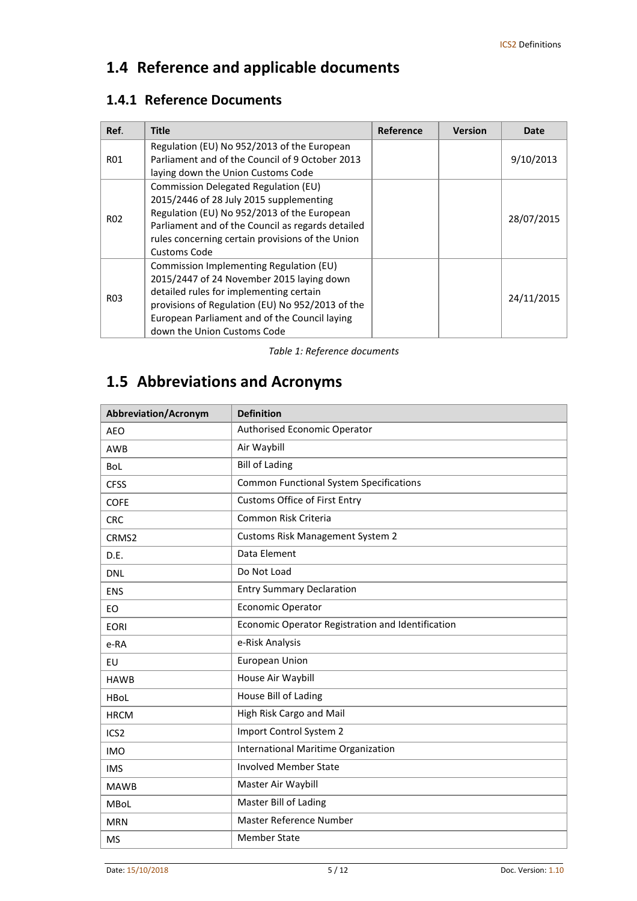## 1.4 Reference and applicable documents

### 1.4.1 Reference Documents

| Ref. | Title | Reference | Version | Date |
|---|---|---|---|---|
| R01 | Regulation (EU) No 952/2013 of the European Parliament and of the Council of 9 October 2013 laying down the Union Customs Code | | | 9/10/2013 |
| R02 | Commission Delegated Regulation (EU) 2015/2446 of 28 July 2015 supplementing Regulation (EU) No 952/2013 of the European Parliament and of the Council as regards detailed rules concerning certain provisions of the Union Customs Code | | | 28/07/2015 |
| R03 | Commission Implementing Regulation (EU) 2015/2447 of 24 November 2015 laying down detailed rules for implementing certain provisions of Regulation (EU) No 952/2013 of the European Parliament and of the Council laying down the Union Customs Code | | | 24/11/2015 |

*Table 1: Reference documents*

## 1.5 Abbreviations and Acronyms

| Abbreviation/Acronym | Definition |
|---|---|
| AEO | Authorised Economic Operator |
| AWB | Air Waybill |
| BoL | Bill of Lading |
| CFSS | Common Functional System Specifications |
| COFE | Customs Office of First Entry |
| CRC | Common Risk Criteria |
| CRMS2 | Customs Risk Management System 2 |
| D.E. | Data Element |
| DNL | Do Not Load |
| ENS | Entry Summary Declaration |
| EO | Economic Operator |
| EORI | Economic Operator Registration and Identification |
| e-RA | e-Risk Analysis |
| EU | European Union |
| HAWB | House Air Waybill |
| HBoL | House Bill of Lading |
| HRCM | High Risk Cargo and Mail |
| ICS2 | Import Control System 2 |
| IMO | International Maritime Organization |
| IMS | Involved Member State |
| MAWB | Master Air Waybill |
| MBoL | Master Bill of Lading |
| MRN | Master Reference Number |
| MS | Member State |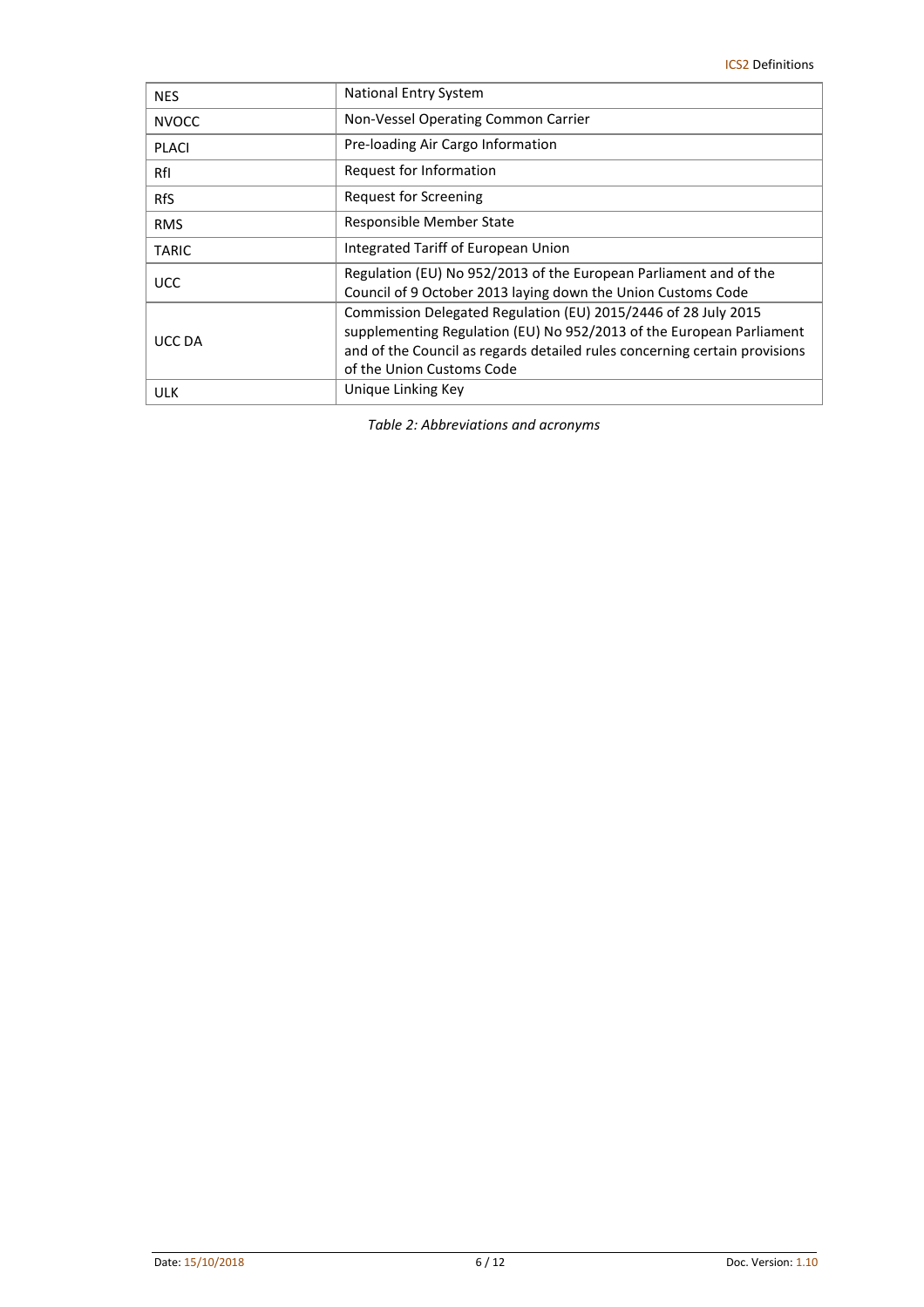| NES | National Entry System |
|---|---|
| NVOCC | Non-Vessel Operating Common Carrier |
| PLACI | Pre-loading Air Cargo Information |
| RfI | Request for Information |
| RfS | Request for Screening |
| RMS | Responsible Member State |
| TARIC | Integrated Tariff of European Union |
| UCC | Regulation (EU) No 952/2013 of the European Parliament and of the Council of 9 October 2013 laying down the Union Customs Code |
| UCC DA | Commission Delegated Regulation (EU) 2015/2446 of 28 July 2015 supplementing Regulation (EU) No 952/2013 of the European Parliament and of the Council as regards detailed rules concerning certain provisions of the Union Customs Code |
| ULK | Unique Linking Key |

*Table 2: Abbreviations and acronyms*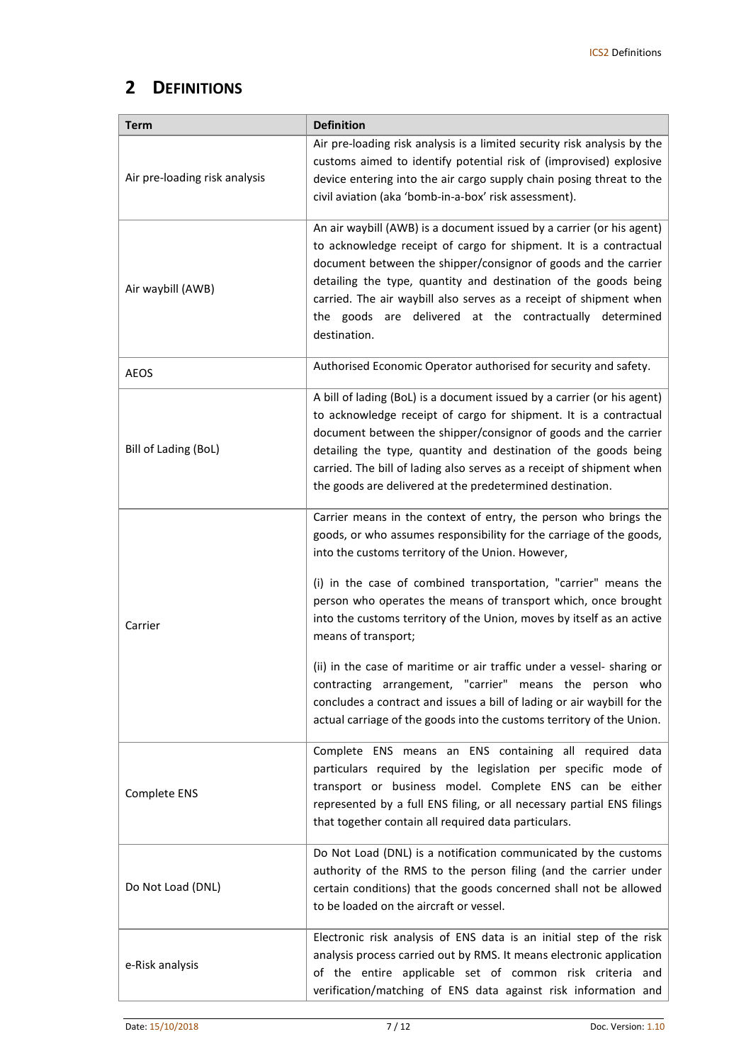# 2 DEFINITIONS

| Term | Definition |
|---|---|
| Air pre-loading risk analysis | Air pre-loading risk analysis is a limited security risk analysis by the customs aimed to identify potential risk of (improvised) explosive device entering into the air cargo supply chain posing threat to the civil aviation (aka 'bomb-in-a-box' risk assessment). |
| Air waybill (AWB) | An air waybill (AWB) is a document issued by a carrier (or his agent) to acknowledge receipt of cargo for shipment. It is a contractual document between the shipper/consignor of goods and the carrier detailing the type, quantity and destination of the goods being carried. The air waybill also serves as a receipt of shipment when the goods are delivered at the contractually determined destination. |
| AEOS | Authorised Economic Operator authorised for security and safety. |
| Bill of Lading (BoL) | A bill of lading (BoL) is a document issued by a carrier (or his agent) to acknowledge receipt of cargo for shipment. It is a contractual document between the shipper/consignor of goods and the carrier detailing the type, quantity and destination of the goods being carried. The bill of lading also serves as a receipt of shipment when the goods are delivered at the predetermined destination. |
| Carrier | Carrier means in the context of entry, the person who brings the goods, or who assumes responsibility for the carriage of the goods, into the customs territory of the Union. However,<br><br>(i) in the case of combined transportation, "carrier" means the person who operates the means of transport which, once brought into the customs territory of the Union, moves by itself as an active means of transport;<br><br>(ii) in the case of maritime or air traffic under a vessel- sharing or contracting arrangement, "carrier" means the person who concludes a contract and issues a bill of lading or air waybill for the actual carriage of the goods into the customs territory of the Union. |
| Complete ENS | Complete ENS means an ENS containing all required data particulars required by the legislation per specific mode of transport or business model. Complete ENS can be either represented by a full ENS filing, or all necessary partial ENS filings that together contain all required data particulars. |
| Do Not Load (DNL) | Do Not Load (DNL) is a notification communicated by the customs authority of the RMS to the person filing (and the carrier under certain conditions) that the goods concerned shall not be allowed to be loaded on the aircraft or vessel. |
| e-Risk analysis | Electronic risk analysis of ENS data is an initial step of the risk analysis process carried out by RMS. It means electronic application of the entire applicable set of common risk criteria and verification/matching of ENS data against risk information and |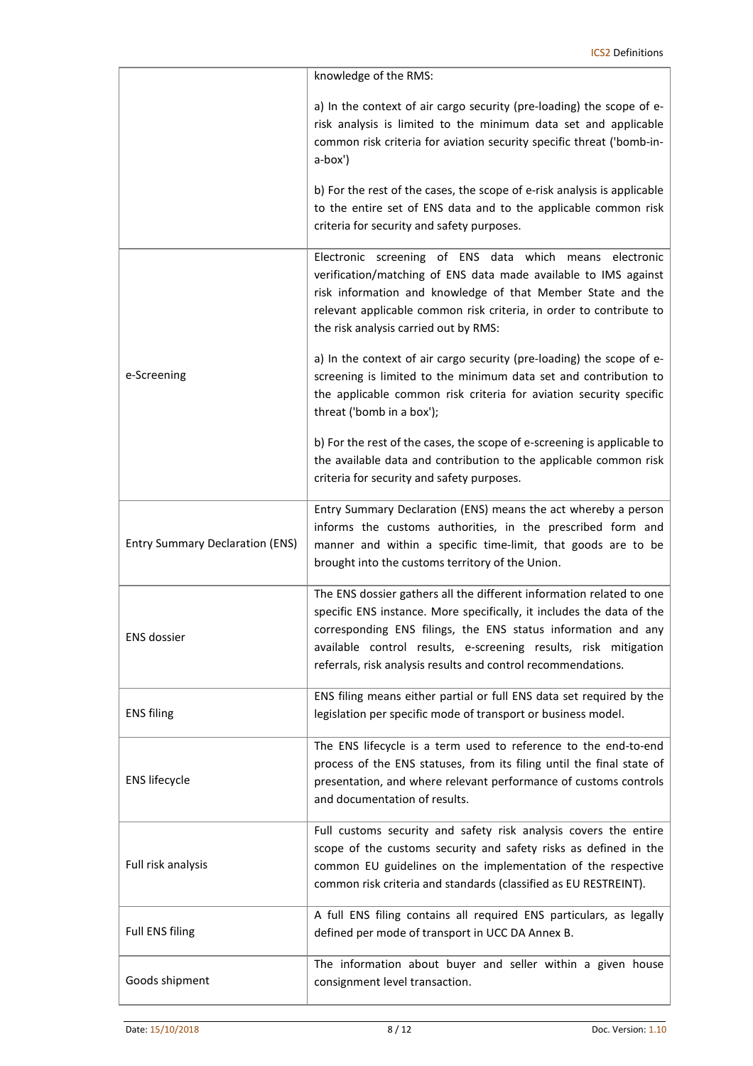| | |
|---|---|
| | knowledge of the RMS:<br><br>a) In the context of air cargo security (pre-loading) the scope of e-risk analysis is limited to the minimum data set and applicable common risk criteria for aviation security specific threat ('bomb-in-a-box')<br><br>b) For the rest of the cases, the scope of e-risk analysis is applicable to the entire set of ENS data and to the applicable common risk criteria for security and safety purposes. |
| e-Screening | Electronic screening of ENS data which means electronic verification/matching of ENS data made available to IMS against risk information and knowledge of that Member State and the relevant applicable common risk criteria, in order to contribute to the risk analysis carried out by RMS:<br><br>a) In the context of air cargo security (pre-loading) the scope of e-screening is limited to the minimum data set and contribution to the applicable common risk criteria for aviation security specific threat ('bomb in a box');<br><br>b) For the rest of the cases, the scope of e-screening is applicable to the available data and contribution to the applicable common risk criteria for security and safety purposes. |
| Entry Summary Declaration (ENS) | Entry Summary Declaration (ENS) means the act whereby a person informs the customs authorities, in the prescribed form and manner and within a specific time-limit, that goods are to be brought into the customs territory of the Union. |
| ENS dossier | The ENS dossier gathers all the different information related to one specific ENS instance. More specifically, it includes the data of the corresponding ENS filings, the ENS status information and any available control results, e-screening results, risk mitigation referrals, risk analysis results and control recommendations. |
| ENS filing | ENS filing means either partial or full ENS data set required by the legislation per specific mode of transport or business model. |
| ENS lifecycle | The ENS lifecycle is a term used to reference to the end-to-end process of the ENS statuses, from its filing until the final state of presentation, and where relevant performance of customs controls and documentation of results. |
| Full risk analysis | Full customs security and safety risk analysis covers the entire scope of the customs security and safety risks as defined in the common EU guidelines on the implementation of the respective common risk criteria and standards (classified as EU RESTREINT). |
| Full ENS filing | A full ENS filing contains all required ENS particulars, as legally defined per mode of transport in UCC DA Annex B. |
| Goods shipment | The information about buyer and seller within a given house consignment level transaction. |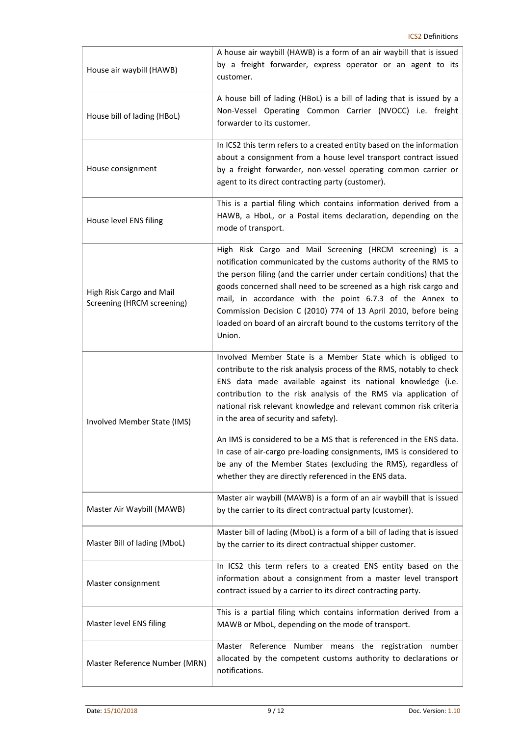| | |
|---|---|
| House air waybill (HAWB) | A house air waybill (HAWB) is a form of an air waybill that is issued by a freight forwarder, express operator or an agent to its customer. |
| House bill of lading (HBoL) | A house bill of lading (HBoL) is a bill of lading that is issued by a Non-Vessel Operating Common Carrier (NVOCC) i.e. freight forwarder to its customer. |
| House consignment | In ICS2 this term refers to a created entity based on the information about a consignment from a house level transport contract issued by a freight forwarder, non-vessel operating common carrier or agent to its direct contracting party (customer). |
| House level ENS filing | This is a partial filing which contains information derived from a HAWB, a HboL, or a Postal items declaration, depending on the mode of transport. |
| High Risk Cargo and Mail Screening (HRCM screening) | High Risk Cargo and Mail Screening (HRCM screening) is a notification communicated by the customs authority of the RMS to the person filing (and the carrier under certain conditions) that the goods concerned shall need to be screened as a high risk cargo and mail, in accordance with the point 6.7.3 of the Annex to Commission Decision C (2010) 774 of 13 April 2010, before being loaded on board of an aircraft bound to the customs territory of the Union. |
| Involved Member State (IMS) | Involved Member State is a Member State which is obliged to contribute to the risk analysis process of the RMS, notably to check ENS data made available against its national knowledge (i.e. contribution to the risk analysis of the RMS via application of national risk relevant knowledge and relevant common risk criteria in the area of security and safety).<br><br>An IMS is considered to be a MS that is referenced in the ENS data. In case of air-cargo pre-loading consignments, IMS is considered to be any of the Member States (excluding the RMS), regardless of whether they are directly referenced in the ENS data. |
| Master Air Waybill (MAWB) | Master air waybill (MAWB) is a form of an air waybill that is issued by the carrier to its direct contractual party (customer). |
| Master Bill of lading (MboL) | Master bill of lading (MboL) is a form of a bill of lading that is issued by the carrier to its direct contractual shipper customer. |
| Master consignment | In ICS2 this term refers to a created ENS entity based on the information about a consignment from a master level transport contract issued by a carrier to its direct contracting party. |
| Master level ENS filing | This is a partial filing which contains information derived from a MAWB or MboL, depending on the mode of transport. |
| Master Reference Number (MRN) | Master Reference Number means the registration number allocated by the competent customs authority to declarations or notifications. |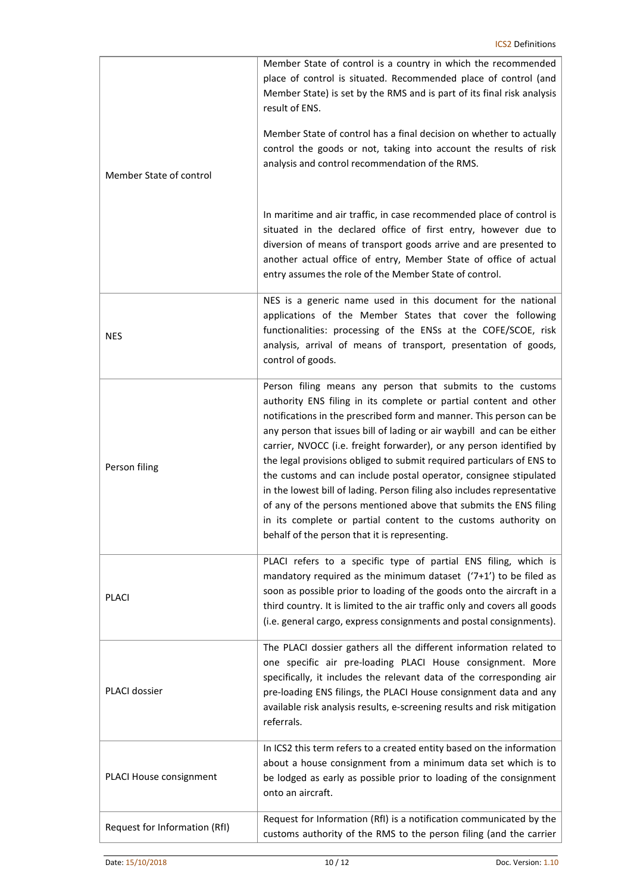| | |
|---|---|
| Member State of control | Member State of control is a country in which the recommended place of control is situated. Recommended place of control (and Member State) is set by the RMS and is part of its final risk analysis result of ENS.<br><br>Member State of control has a final decision on whether to actually control the goods or not, taking into account the results of risk analysis and control recommendation of the RMS.<br><br>In maritime and air traffic, in case recommended place of control is situated in the declared office of first entry, however due to diversion of means of transport goods arrive and are presented to another actual office of entry, Member State of office of actual entry assumes the role of the Member State of control. |
| NES | NES is a generic name used in this document for the national applications of the Member States that cover the following functionalities: processing of the ENSs at the COFE/SCOE, risk analysis, arrival of means of transport, presentation of goods, control of goods. |
| Person filing | Person filing means any person that submits to the customs authority ENS filing in its complete or partial content and other notifications in the prescribed form and manner. This person can be any person that issues bill of lading or air waybill and can be either carrier, NVOCC (i.e. freight forwarder), or any person identified by the legal provisions obliged to submit required particulars of ENS to the customs and can include postal operator, consignee stipulated in the lowest bill of lading. Person filing also includes representative of any of the persons mentioned above that submits the ENS filing in its complete or partial content to the customs authority on behalf of the person that it is representing. |
| PLACI | PLACI refers to a specific type of partial ENS filing, which is mandatory required as the minimum dataset ('7+1') to be filed as soon as possible prior to loading of the goods onto the aircraft in a third country. It is limited to the air traffic only and covers all goods (i.e. general cargo, express consignments and postal consignments). |
| PLACI dossier | The PLACI dossier gathers all the different information related to one specific air pre-loading PLACI House consignment. More specifically, it includes the relevant data of the corresponding air pre-loading ENS filings, the PLACI House consignment data and any available risk analysis results, e-screening results and risk mitigation referrals. |
| PLACI House consignment | In ICS2 this term refers to a created entity based on the information about a house consignment from a minimum data set which is to be lodged as early as possible prior to loading of the consignment onto an aircraft. |
| Request for Information (RfI) | Request for Information (RfI) is a notification communicated by the customs authority of the RMS to the person filing (and the carrier |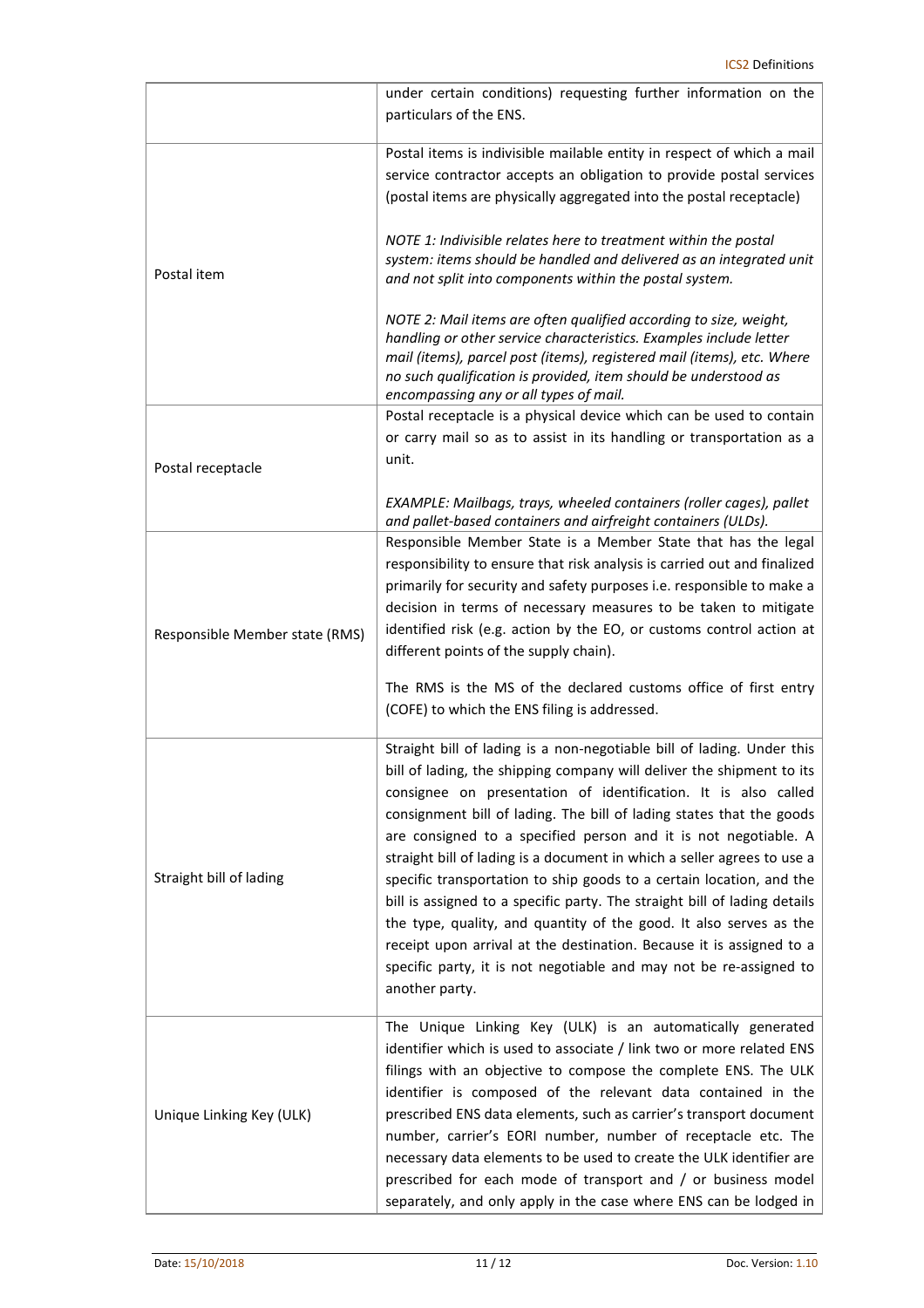| | |
|---|---|
| | under certain conditions) requesting further information on the particulars of the ENS. |
| Postal item | Postal items is indivisible mailable entity in respect of which a mail service contractor accepts an obligation to provide postal services (postal items are physically aggregated into the postal receptacle)<br><br>*NOTE 1: Indivisible relates here to treatment within the postal system: items should be handled and delivered as an integrated unit and not split into components within the postal system.*<br><br>*NOTE 2: Mail items are often qualified according to size, weight, handling or other service characteristics. Examples include letter mail (items), parcel post (items), registered mail (items), etc. Where no such qualification is provided, item should be understood as encompassing any or all types of mail.* |
| Postal receptacle | Postal receptacle is a physical device which can be used to contain or carry mail so as to assist in its handling or transportation as a unit.<br><br>*EXAMPLE: Mailbags, trays, wheeled containers (roller cages), pallet and pallet-based containers and airfreight containers (ULDs).* |
| Responsible Member state (RMS) | Responsible Member State is a Member State that has the legal responsibility to ensure that risk analysis is carried out and finalized primarily for security and safety purposes i.e. responsible to make a decision in terms of necessary measures to be taken to mitigate identified risk (e.g. action by the EO, or customs control action at different points of the supply chain).<br><br>The RMS is the MS of the declared customs office of first entry (COFE) to which the ENS filing is addressed. |
| Straight bill of lading | Straight bill of lading is a non-negotiable bill of lading. Under this bill of lading, the shipping company will deliver the shipment to its consignee on presentation of identification. It is also called consignment bill of lading. The bill of lading states that the goods are consigned to a specified person and it is not negotiable. A straight bill of lading is a document in which a seller agrees to use a specific transportation to ship goods to a certain location, and the bill is assigned to a specific party. The straight bill of lading details the type, quality, and quantity of the good. It also serves as the receipt upon arrival at the destination. Because it is assigned to a specific party, it is not negotiable and may not be re-assigned to another party. |
| Unique Linking Key (ULK) | The Unique Linking Key (ULK) is an automatically generated identifier which is used to associate / link two or more related ENS filings with an objective to compose the complete ENS. The ULK identifier is composed of the relevant data contained in the prescribed ENS data elements, such as carrier's transport document number, carrier's EORI number, number of receptacle etc. The necessary data elements to be used to create the ULK identifier are prescribed for each mode of transport and / or business model separately, and only apply in the case where ENS can be lodged in |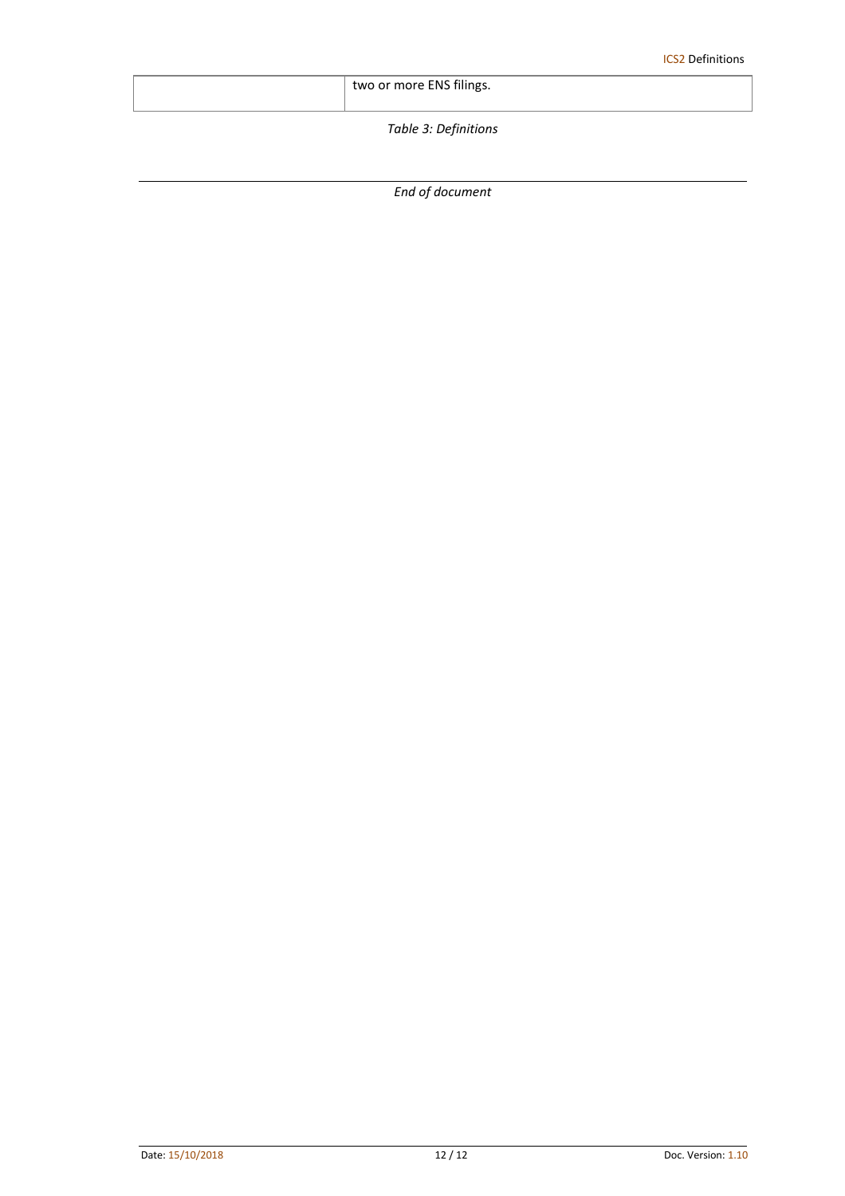| | |
|---|---|
| | two or more ENS filings. |

*Table 3: Definitions*

---

*End of document*